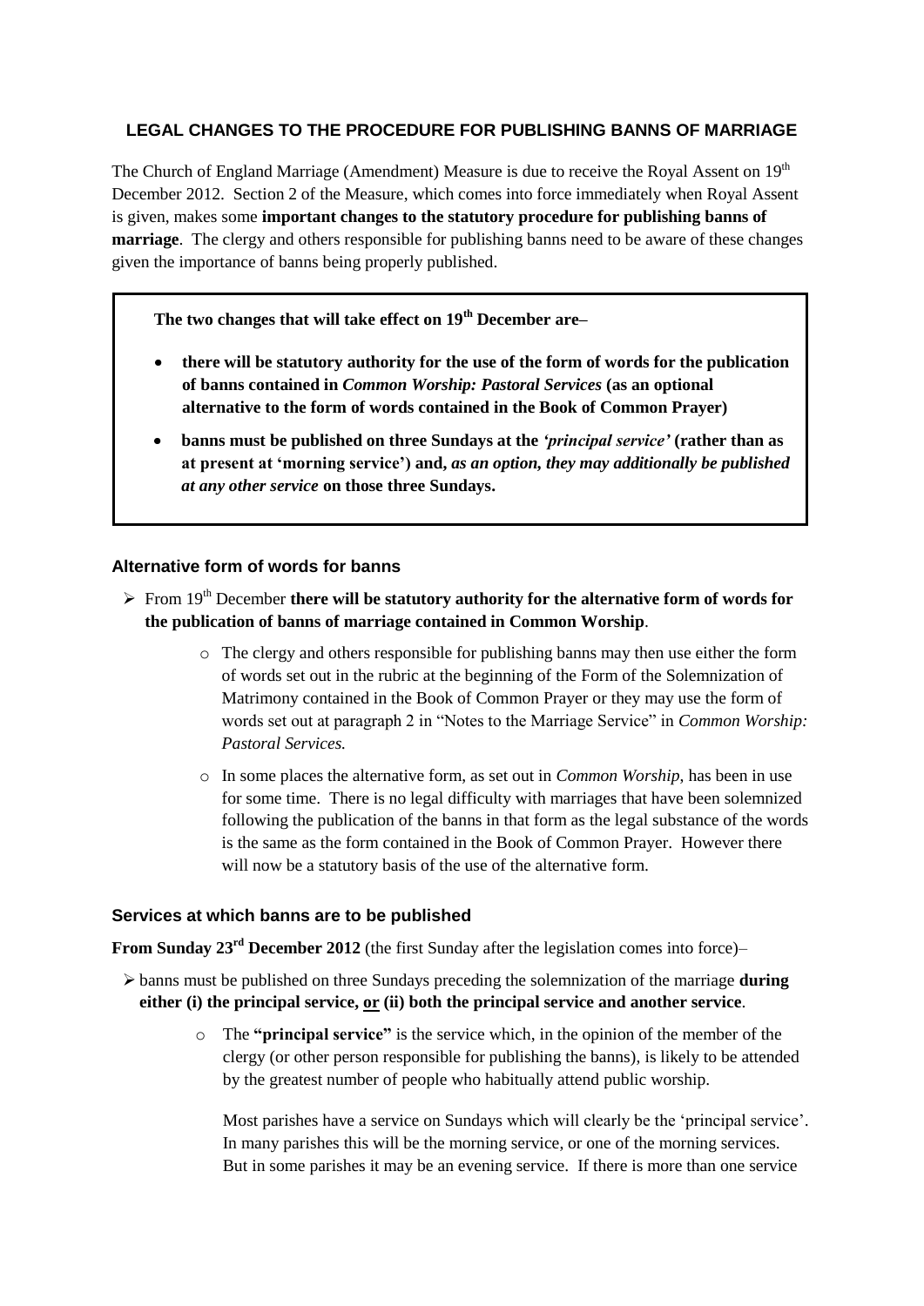## LEGAL CHANGES TO THE PROCEDURE FOR PUBLISHING BANNS OF MARRIAGE

The Church of England Marriage (Amendment) Measure is due to receive the Royal Assent on 19th December 2012. Section 2 of the Measure, which comes into force immediately when Royal Assent is given, makes some **important changes to the statutory procedure for publishing banns of marriage**. The clergy and others responsible for publishing banns need to be aware of these changes given the importance of banns being properly published.

> **The two changes that will take effect on 19th December are–**
>
> - **there will be statutory authority for the use of the form of words for the publication of banns contained in *Common Worship: Pastoral Services* (as an optional alternative to the form of words contained in the Book of Common Prayer)**
> - **banns must be published on three Sundays at the *'principal service'* (rather than as at present at 'morning service') and, *as an option, they may additionally be published at any other service* on those three Sundays.**

### Alternative form of words for banns

- From 19th December **there will be statutory authority for the alternative form of words for the publication of banns of marriage contained in Common Worship**.
  - The clergy and others responsible for publishing banns may then use either the form of words set out in the rubric at the beginning of the Form of the Solemnization of Matrimony contained in the Book of Common Prayer or they may use the form of words set out at paragraph 2 in "Notes to the Marriage Service" in *Common Worship: Pastoral Services.*
  - In some places the alternative form, as set out in *Common Worship*, has been in use for some time. There is no legal difficulty with marriages that have been solemnized following the publication of the banns in that form as the legal substance of the words is the same as the form contained in the Book of Common Prayer. However there will now be a statutory basis of the use of the alternative form.

### Services at which banns are to be published

**From Sunday 23rd December 2012** (the first Sunday after the legislation comes into force)–

- banns must be published on three Sundays preceding the solemnization of the marriage **during either (i) the principal service, or (ii) both the principal service and another service**.
  - The **"principal service"** is the service which, in the opinion of the member of the clergy (or other person responsible for publishing the banns), is likely to be attended by the greatest number of people who habitually attend public worship.

    Most parishes have a service on Sundays which will clearly be the 'principal service'. In many parishes this will be the morning service, or one of the morning services. But in some parishes it may be an evening service. If there is more than one service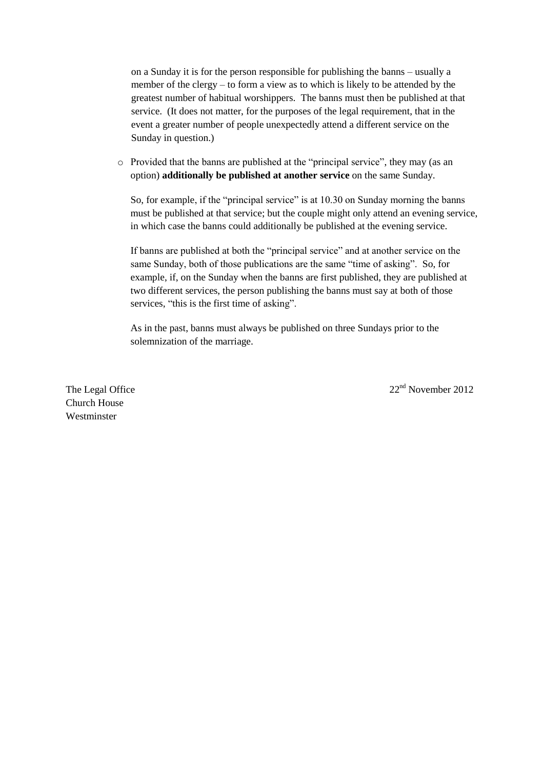on a Sunday it is for the person responsible for publishing the banns – usually a member of the clergy – to form a view as to which is likely to be attended by the greatest number of habitual worshippers. The banns must then be published at that service. (It does not matter, for the purposes of the legal requirement, that in the event a greater number of people unexpectedly attend a different service on the Sunday in question.)

- Provided that the banns are published at the "principal service", they may (as an option) **additionally be published at another service** on the same Sunday.

  So, for example, if the "principal service" is at 10.30 on Sunday morning the banns must be published at that service; but the couple might only attend an evening service, in which case the banns could additionally be published at the evening service.

  If banns are published at both the "principal service" and at another service on the same Sunday, both of those publications are the same "time of asking". So, for example, if, on the Sunday when the banns are first published, they are published at two different services, the person publishing the banns must say at both of those services, "this is the first time of asking".

  As in the past, banns must always be published on three Sundays prior to the solemnization of the marriage.

The Legal Office
Church House
Westminster

22nd November 2012